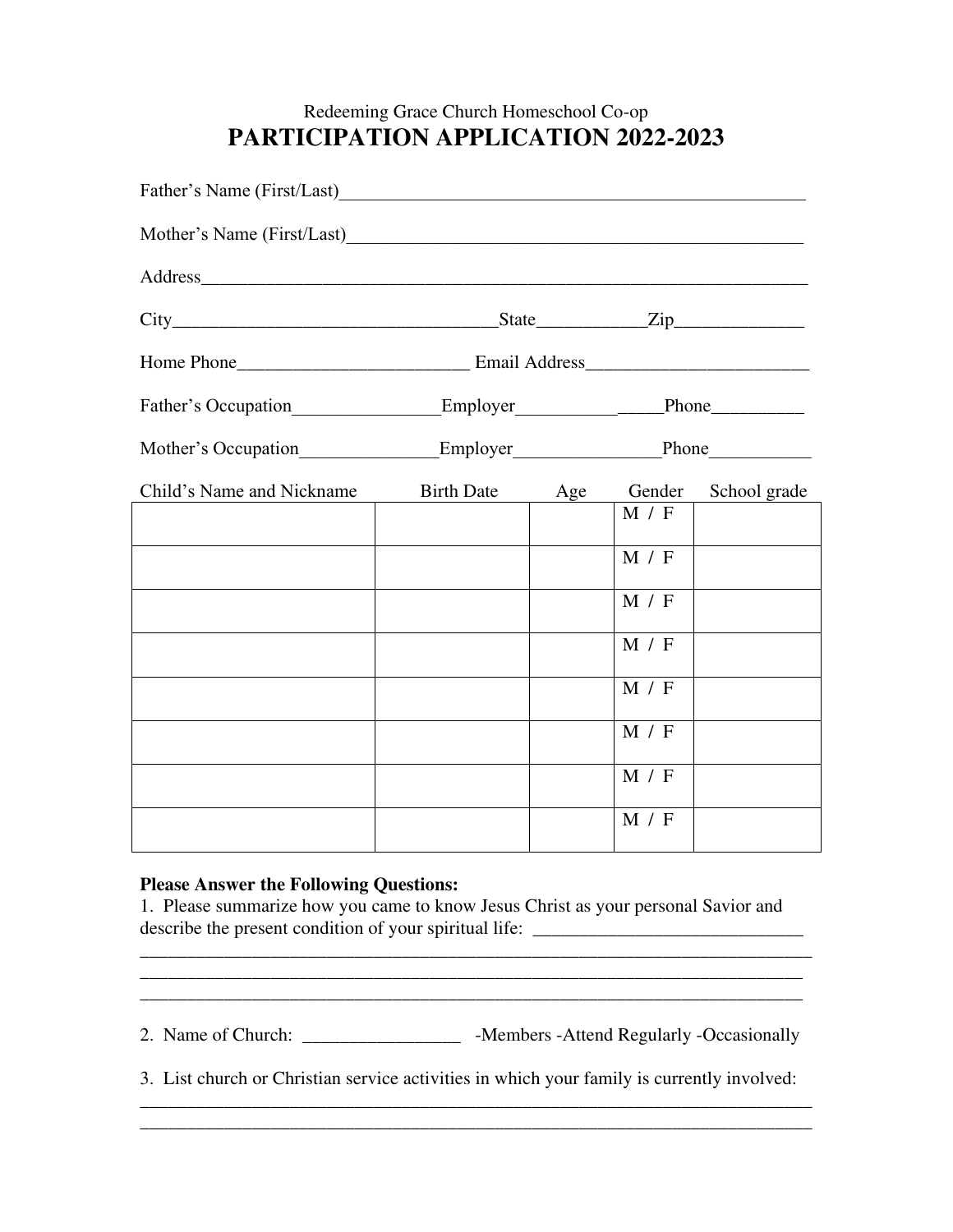Redeeming Grace Church Homeschool Co-op

# PARTICIPATION APPLICATION 2022-2023

Father's Name (First/Last)_____________________________________________________

Mother's Name (First/Last)____________________________________________________

Address__________________________________________________________________

City___________________________________State____________Zip______________

Home Phone_________________________ Email Address________________________

Father's Occupation________________Employer________________Phone__________

Mother's Occupation_______________Employer________________Phone___________

| Child's Name and Nickname | Birth Date | Age | Gender | School grade |
|---|---|---|---|---|
| | | | M / F | |
| | | | M / F | |
| | | | M / F | |
| | | | M / F | |
| | | | M / F | |
| | | | M / F | |
| | | | M / F | |
| | | | M / F | |

**Please Answer the Following Questions:**

1. Please summarize how you came to know Jesus Christ as your personal Savior and describe the present condition of your spiritual life: _____________________________

___________________________________________________________________________

___________________________________________________________________________

___________________________________________________________________________

2. Name of Church: _________________ -Members -Attend Regularly -Occasionally

3. List church or Christian service activities in which your family is currently involved:

___________________________________________________________________________

___________________________________________________________________________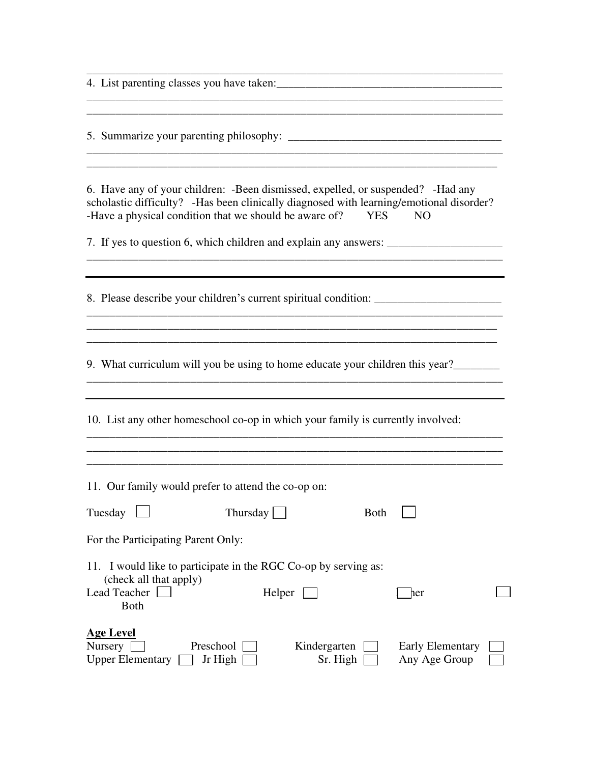________________________________________________________________________

4. List parenting classes you have taken:_______________________________________
________________________________________________________________________
________________________________________________________________________

5. Summarize your parenting philosophy: _____________________________________
________________________________________________________________________
________________________________________________________________________

6. Have any of your children: -Been dismissed, expelled, or suspended? -Had any scholastic difficulty? -Has been clinically diagnosed with learning/emotional disorder? -Have a physical condition that we should be aware of? YES NO

7. If yes to question 6, which children and explain any answers: ____________________
________________________________________________________________________

________________________________________________________________________

8. Please describe your children's current spiritual condition: ______________________
________________________________________________________________________
________________________________________________________________________
________________________________________________________________________

9. What curriculum will you be using to home educate your children this year?________
________________________________________________________________________

________________________________________________________________________

10. List any other homeschool co-op in which your family is currently involved:
________________________________________________________________________
________________________________________________________________________
________________________________________________________________________

11. Our family would prefer to attend the co-op on:

Tuesday ☐ Thursday ☐ Both ☐

For the Participating Parent Only:

11. I would like to participate in the RGC Co-op by serving as:
(check all that apply)

Lead Teacher ☐ Helper ☐ ☐her ☐
Both

**Age Level**

Nursery ☐ Preschool ☐ Kindergarten ☐ Early Elementary ☐
Upper Elementary ☐ Jr High ☐ Sr. High ☐ Any Age Group ☐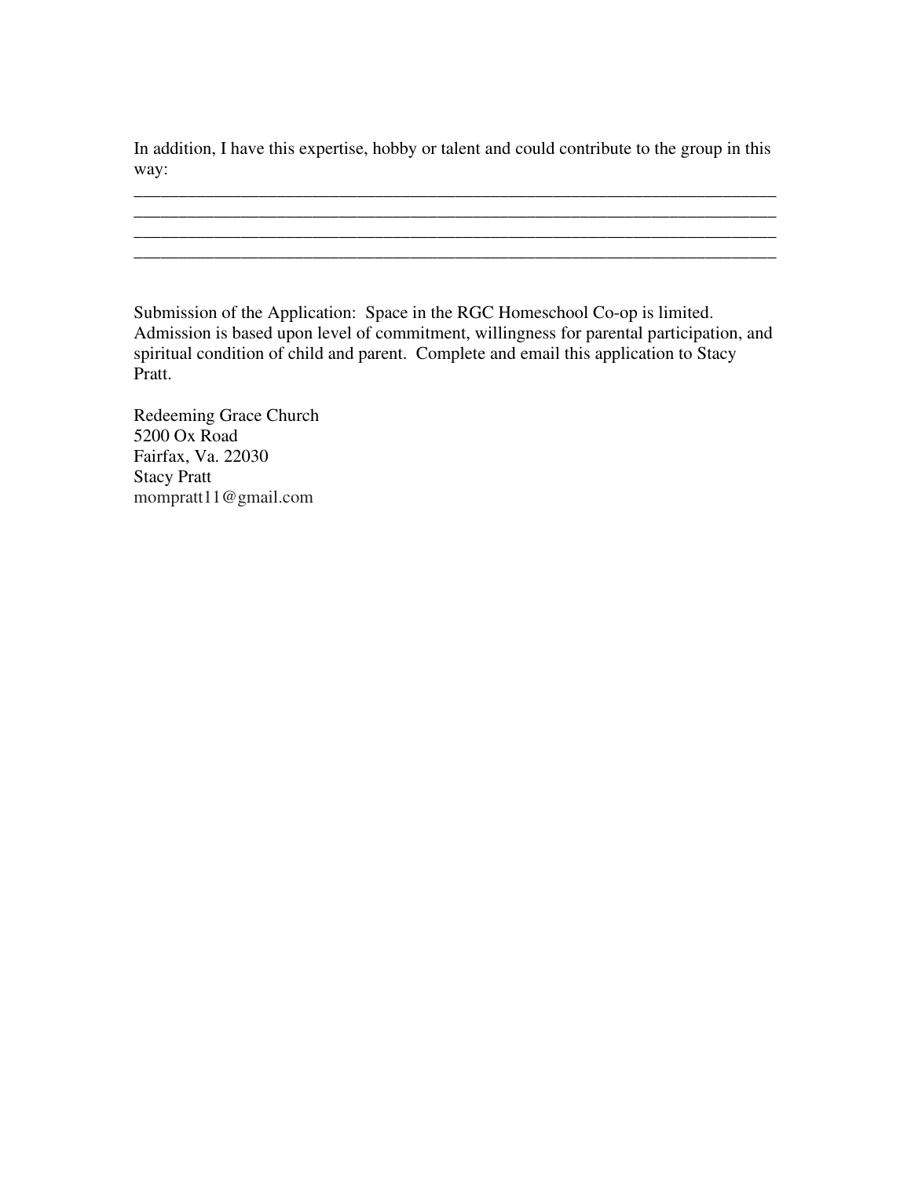In addition, I have this expertise, hobby or talent and could contribute to the group in this way:

___________________________________________________________________________
___________________________________________________________________________
___________________________________________________________________________
___________________________________________________________________________

Submission of the Application: Space in the RGC Homeschool Co-op is limited. Admission is based upon level of commitment, willingness for parental participation, and spiritual condition of child and parent. Complete and email this application to Stacy Pratt.

Redeeming Grace Church  
5200 Ox Road  
Fairfax, Va. 22030  
Stacy Pratt  
mompratt11@gmail.com